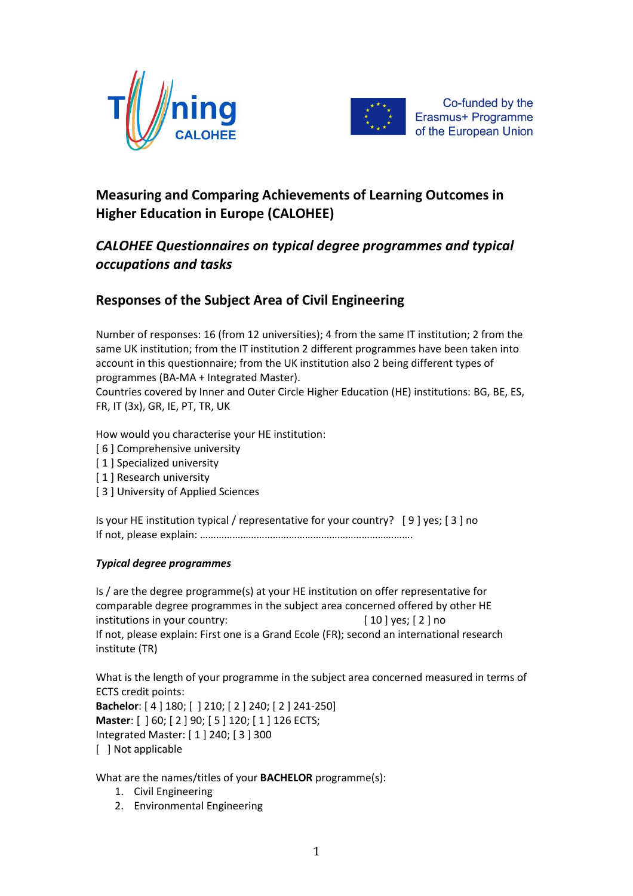# Measuring and Comparing Achievements of Learning Outcomes in Higher Education in Europe (CALOHEE)

## *CALOHEE Questionnaires on typical degree programmes and typical occupations and tasks*

## Responses of the Subject Area of Civil Engineering

Number of responses: 16 (from 12 universities); 4 from the same IT institution; 2 from the same UK institution; from the IT institution 2 different programmes have been taken into account in this questionnaire; from the UK institution also 2 being different types of programmes (BA-MA + Integrated Master).
Countries covered by Inner and Outer Circle Higher Education (HE) institutions: BG, BE, ES, FR, IT (3x), GR, IE, PT, TR, UK

How would you characterise your HE institution:
[ 6 ] Comprehensive university
[ 1 ] Specialized university
[ 1 ] Research university
[ 3 ] University of Applied Sciences

Is your HE institution typical / representative for your country? [ 9 ] yes; [ 3 ] no
If not, please explain: …………………………………………………………………….

***Typical degree programmes***

Is / are the degree programme(s) at your HE institution on offer representative for comparable degree programmes in the subject area concerned offered by other HE institutions in your country: [ 10 ] yes; [ 2 ] no
If not, please explain: First one is a Grand Ecole (FR); second an international research institute (TR)

What is the length of your programme in the subject area concerned measured in terms of ECTS credit points:
**Bachelor**: [ 4 ] 180; [ ] 210; [ 2 ] 240; [ 2 ] 241-250]
**Master**: [ ] 60; [ 2 ] 90; [ 5 ] 120; [ 1 ] 126 ECTS;
Integrated Master: [ 1 ] 240; [ 3 ] 300
[ ] Not applicable

What are the names/titles of your **BACHELOR** programme(s):

1. Civil Engineering
2. Environmental Engineering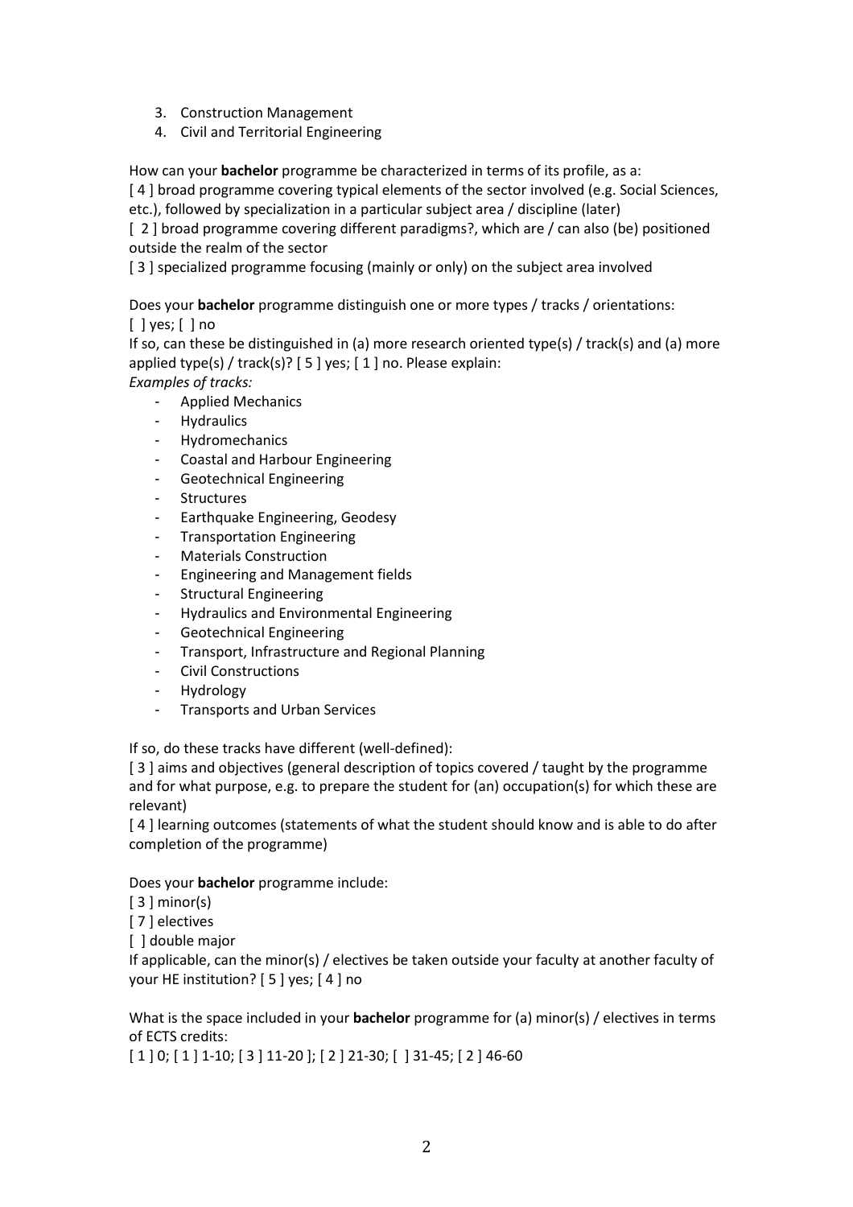3. Construction Management
4. Civil and Territorial Engineering

How can your **bachelor** programme be characterized in terms of its profile, as a:

[ 4 ] broad programme covering typical elements of the sector involved (e.g. Social Sciences, etc.), followed by specialization in a particular subject area / discipline (later)

[ 2 ] broad programme covering different paradigms?, which are / can also (be) positioned outside the realm of the sector

[ 3 ] specialized programme focusing (mainly or only) on the subject area involved

Does your **bachelor** programme distinguish one or more types / tracks / orientations: [ ] yes; [ ] no

If so, can these be distinguished in (a) more research oriented type(s) / track(s) and (a) more applied type(s) / track(s)? [ 5 ] yes; [ 1 ] no. Please explain:

*Examples of tracks:*

- Applied Mechanics
- Hydraulics
- Hydromechanics
- Coastal and Harbour Engineering
- Geotechnical Engineering
- Structures
- Earthquake Engineering, Geodesy
- Transportation Engineering
- Materials Construction
- Engineering and Management fields
- Structural Engineering
- Hydraulics and Environmental Engineering
- Geotechnical Engineering
- Transport, Infrastructure and Regional Planning
- Civil Constructions
- Hydrology
- Transports and Urban Services

If so, do these tracks have different (well-defined):

[ 3 ] aims and objectives (general description of topics covered / taught by the programme and for what purpose, e.g. to prepare the student for (an) occupation(s) for which these are relevant)

[ 4 ] learning outcomes (statements of what the student should know and is able to do after completion of the programme)

Does your **bachelor** programme include:

[ 3 ] minor(s)

[ 7 ] electives

[ ] double major

If applicable, can the minor(s) / electives be taken outside your faculty at another faculty of your HE institution? [ 5 ] yes; [ 4 ] no

What is the space included in your **bachelor** programme for (a) minor(s) / electives in terms of ECTS credits:

[ 1 ] 0; [ 1 ] 1-10; [ 3 ] 11-20 ]; [ 2 ] 21-30; [ ] 31-45; [ 2 ] 46-60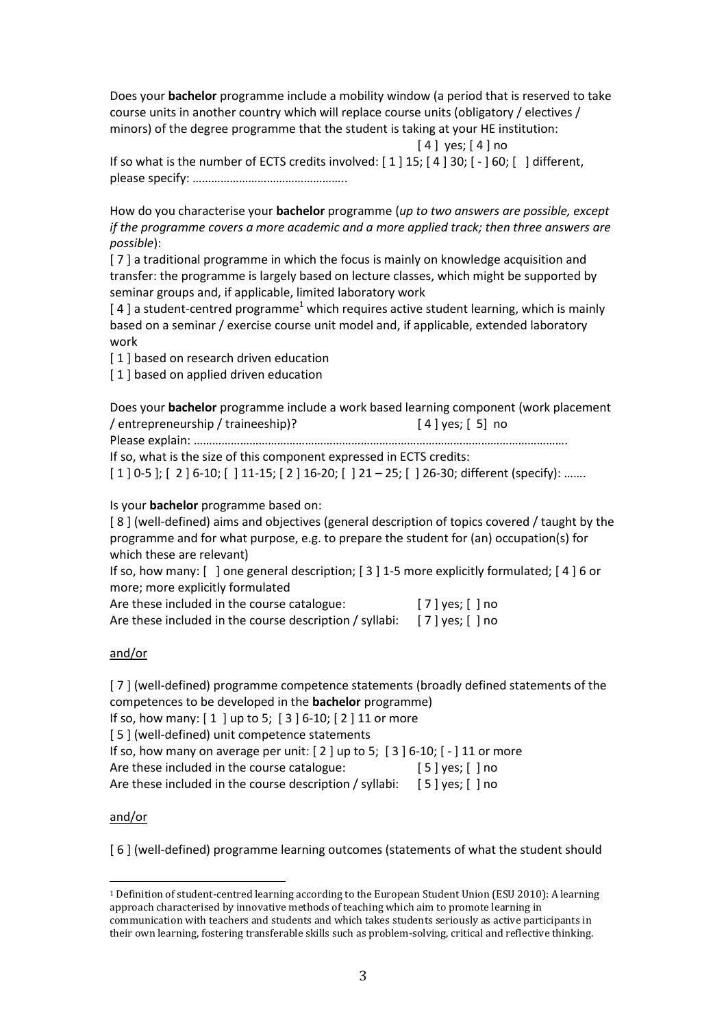Does your **bachelor** programme include a mobility window (a period that is reserved to take course units in another country which will replace course units (obligatory / electives / minors) of the degree programme that the student is taking at your HE institution:

[ 4 ] yes; [ 4 ] no

If so what is the number of ECTS credits involved: [ 1 ] 15; [ 4 ] 30; [ - ] 60; [ ] different, please specify: …………………………………………..

How do you characterise your **bachelor** programme (*up to two answers are possible, except if the programme covers a more academic and a more applied track; then three answers are possible*):

[ 7 ] a traditional programme in which the focus is mainly on knowledge acquisition and transfer: the programme is largely based on lecture classes, which might be supported by seminar groups and, if applicable, limited laboratory work

[ 4 ] a student-centred programme[1] which requires active student learning, which is mainly based on a seminar / exercise course unit model and, if applicable, extended laboratory work

[ 1 ] based on research driven education

[ 1 ] based on applied driven education

Does your **bachelor** programme include a work based learning component (work placement / entrepreneurship / traineeship)? [ 4 ] yes; [ 5] no

Please explain: …………………………………………………………………………………………………….

If so, what is the size of this component expressed in ECTS credits:

[ 1 ] 0-5 ]; [ 2 ] 6-10; [ ] 11-15; [ 2 ] 16-20; [ ] 21 – 25; [ ] 26-30; different (specify): …….

Is your **bachelor** programme based on:

[ 8 ] (well-defined) aims and objectives (general description of topics covered / taught by the programme and for what purpose, e.g. to prepare the student for (an) occupation(s) for which these are relevant)

If so, how many: [ ] one general description; [ 3 ] 1-5 more explicitly formulated; [ 4 ] 6 or more; more explicitly formulated

Are these included in the course catalogue: [ 7 ] yes; [ ] no

Are these included in the course description / syllabi: [ 7 ] yes; [ ] no

<u>and/or</u>

[ 7 ] (well-defined) programme competence statements (broadly defined statements of the competences to be developed in the **bachelor** programme)

If so, how many: [ 1 ] up to 5; [ 3 ] 6-10; [ 2 ] 11 or more

[ 5 ] (well-defined) unit competence statements

If so, how many on average per unit: [ 2 ] up to 5; [ 3 ] 6-10; [ - ] 11 or more

Are these included in the course catalogue: [ 5 ] yes; [ ] no

Are these included in the course description / syllabi: [ 5 ] yes; [ ] no

<u>and/or</u>

[ 6 ] (well-defined) programme learning outcomes (statements of what the student should

---

[1] Definition of student-centred learning according to the European Student Union (ESU 2010): A learning approach characterised by innovative methods of teaching which aim to promote learning in communication with teachers and students and which takes students seriously as active participants in their own learning, fostering transferable skills such as problem-solving, critical and reflective thinking.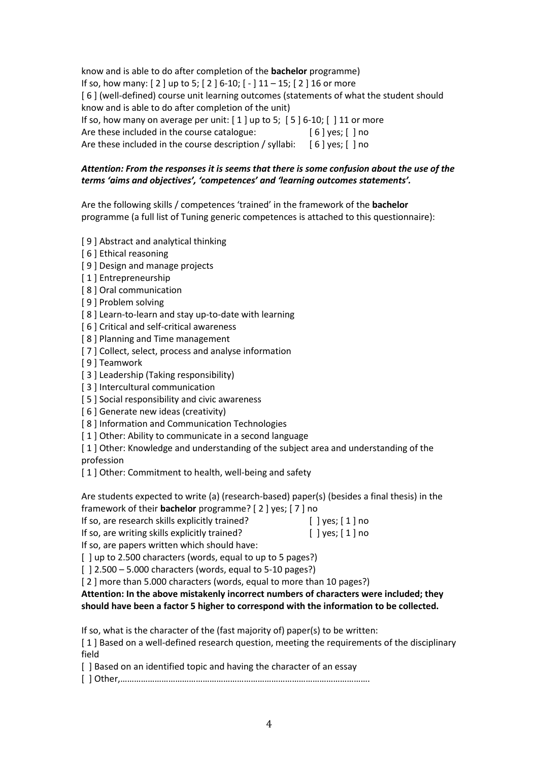know and is able to do after completion of the **bachelor** programme)
If so, how many: [ 2 ] up to 5; [ 2 ] 6-10; [ - ] 11 – 15; [ 2 ] 16 or more
[ 6 ] (well-defined) course unit learning outcomes (statements of what the student should know and is able to do after completion of the unit)
If so, how many on average per unit: [ 1 ] up to 5; [ 5 ] 6-10; [ ] 11 or more
Are these included in the course catalogue: [ 6 ] yes; [ ] no
Are these included in the course description / syllabi: [ 6 ] yes; [ ] no

***Attention: From the responses it is seems that there is some confusion about the use of the terms 'aims and objectives', 'competences' and 'learning outcomes statements'.***

Are the following skills / competences 'trained' in the framework of the **bachelor** programme (a full list of Tuning generic competences is attached to this questionnaire):

[ 9 ] Abstract and analytical thinking
[ 6 ] Ethical reasoning
[ 9 ] Design and manage projects
[ 1 ] Entrepreneurship
[ 8 ] Oral communication
[ 9 ] Problem solving
[ 8 ] Learn-to-learn and stay up-to-date with learning
[ 6 ] Critical and self-critical awareness
[ 8 ] Planning and Time management
[ 7 ] Collect, select, process and analyse information
[ 9 ] Teamwork
[ 3 ] Leadership (Taking responsibility)
[ 3 ] Intercultural communication
[ 5 ] Social responsibility and civic awareness
[ 6 ] Generate new ideas (creativity)
[ 8 ] Information and Communication Technologies
[ 1 ] Other: Ability to communicate in a second language
[ 1 ] Other: Knowledge and understanding of the subject area and understanding of the profession
[ 1 ] Other: Commitment to health, well-being and safety

Are students expected to write (a) (research-based) paper(s) (besides a final thesis) in the framework of their **bachelor** programme? [ 2 ] yes; [ 7 ] no
If so, are research skills explicitly trained? [ ] yes; [ 1 ] no
If so, are writing skills explicitly trained? [ ] yes; [ 1 ] no
If so, are papers written which should have:
[ ] up to 2.500 characters (words, equal to up to 5 pages?)
[ ] 2.500 – 5.000 characters (words, equal to 5-10 pages?)
[ 2 ] more than 5.000 characters (words, equal to more than 10 pages?)
**Attention: In the above mistakenly incorrect numbers of characters were included; they should have been a factor 5 higher to correspond with the information to be collected.**

If so, what is the character of the (fast majority of) paper(s) to be written:
[ 1 ] Based on a well-defined research question, meeting the requirements of the disciplinary field
[ ] Based on an identified topic and having the character of an essay
[ ] Other,……………………………………………………………………………………………….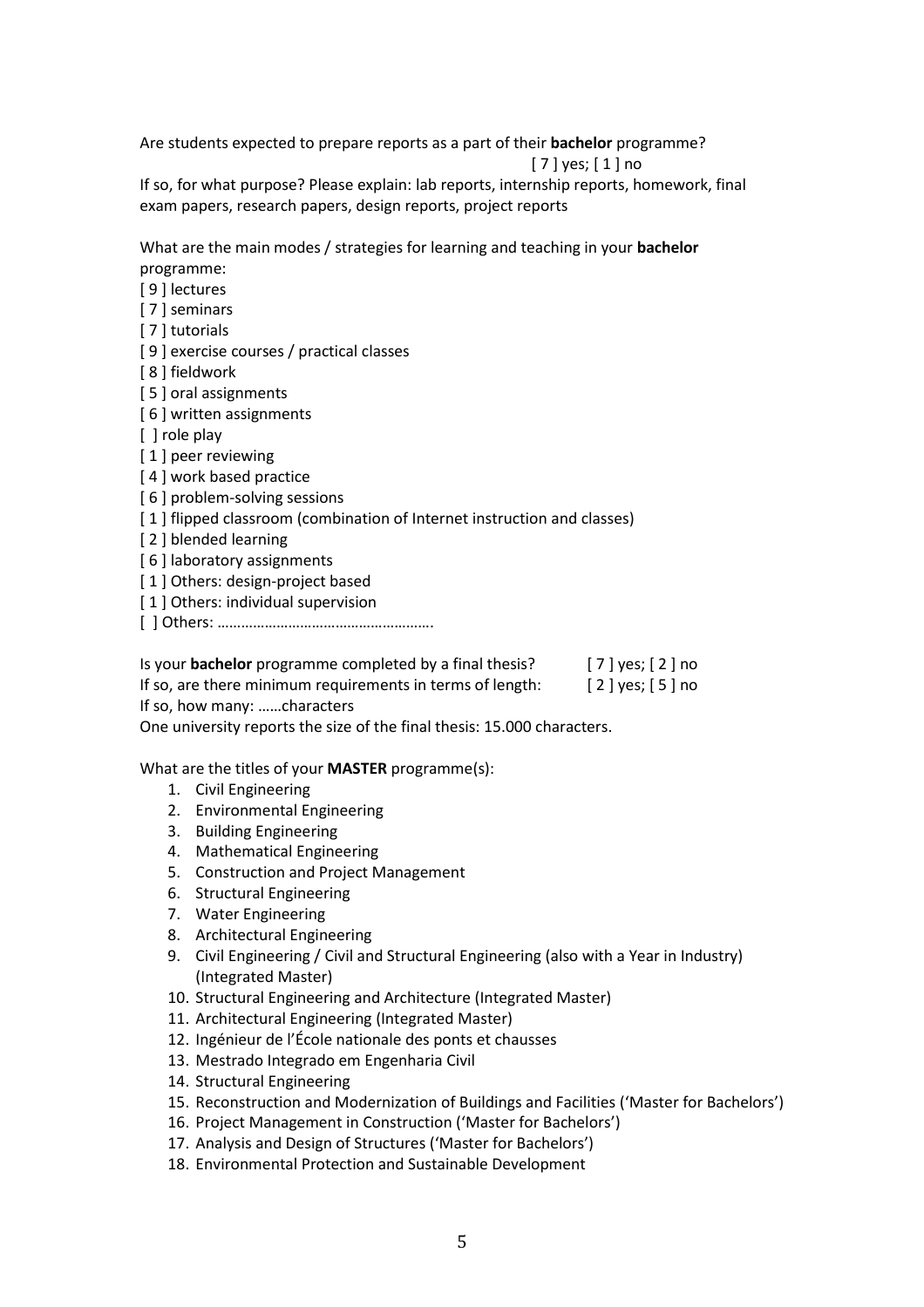Are students expected to prepare reports as a part of their **bachelor** programme?

[ 7 ] yes; [ 1 ] no

If so, for what purpose? Please explain: lab reports, internship reports, homework, final exam papers, research papers, design reports, project reports

What are the main modes / strategies for learning and teaching in your **bachelor** programme:

[ 9 ] lectures
[ 7 ] seminars
[ 7 ] tutorials
[ 9 ] exercise courses / practical classes
[ 8 ] fieldwork
[ 5 ] oral assignments
[ 6 ] written assignments
[ ] role play
[ 1 ] peer reviewing
[ 4 ] work based practice
[ 6 ] problem-solving sessions
[ 1 ] flipped classroom (combination of Internet instruction and classes)
[ 2 ] blended learning
[ 6 ] laboratory assignments
[ 1 ] Others: design-project based
[ 1 ] Others: individual supervision
[ ] Others: ……………………………………………….

Is your **bachelor** programme completed by a final thesis? [ 7 ] yes; [ 2 ] no
If so, are there minimum requirements in terms of length: [ 2 ] yes; [ 5 ] no
If so, how many: ……characters
One university reports the size of the final thesis: 15.000 characters.

What are the titles of your **MASTER** programme(s):

1. Civil Engineering
2. Environmental Engineering
3. Building Engineering
4. Mathematical Engineering
5. Construction and Project Management
6. Structural Engineering
7. Water Engineering
8. Architectural Engineering
9. Civil Engineering / Civil and Structural Engineering (also with a Year in Industry) (Integrated Master)
10. Structural Engineering and Architecture (Integrated Master)
11. Architectural Engineering (Integrated Master)
12. Ingénieur de l'École nationale des ponts et chausses
13. Mestrado Integrado em Engenharia Civil
14. Structural Engineering
15. Reconstruction and Modernization of Buildings and Facilities ('Master for Bachelors')
16. Project Management in Construction ('Master for Bachelors')
17. Analysis and Design of Structures ('Master for Bachelors')
18. Environmental Protection and Sustainable Development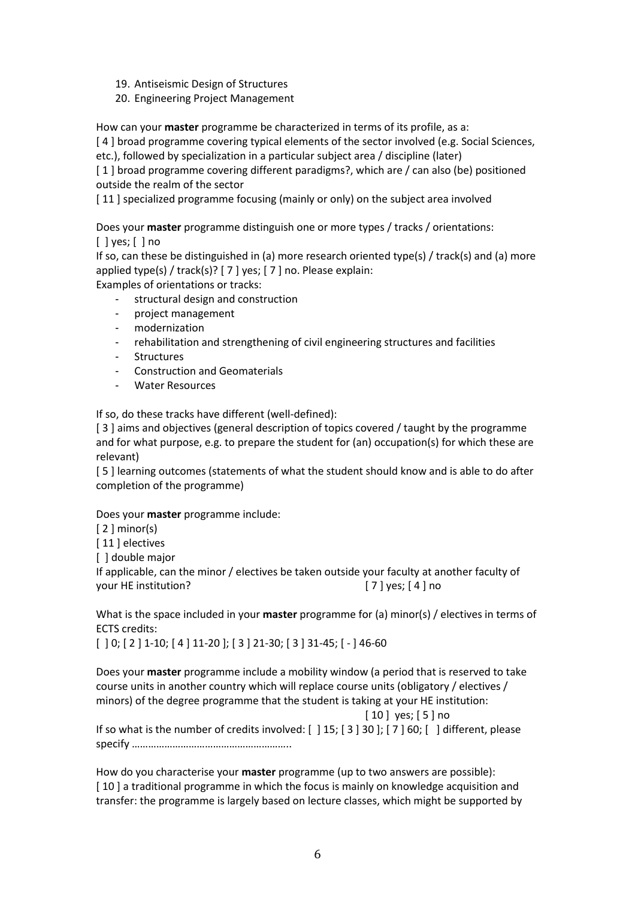19. Antiseismic Design of Structures
20. Engineering Project Management

How can your **master** programme be characterized in terms of its profile, as a:
[ 4 ] broad programme covering typical elements of the sector involved (e.g. Social Sciences, etc.), followed by specialization in a particular subject area / discipline (later)
[ 1 ] broad programme covering different paradigms?, which are / can also (be) positioned outside the realm of the sector
[ 11 ] specialized programme focusing (mainly or only) on the subject area involved

Does your **master** programme distinguish one or more types / tracks / orientations:
[ ] yes; [ ] no
If so, can these be distinguished in (a) more research oriented type(s) / track(s) and (a) more applied type(s) / track(s)? [ 7 ] yes; [ 7 ] no. Please explain:
Examples of orientations or tracks:

- structural design and construction
- project management
- modernization
- rehabilitation and strengthening of civil engineering structures and facilities
- Structures
- Construction and Geomaterials
- Water Resources

If so, do these tracks have different (well-defined):
[ 3 ] aims and objectives (general description of topics covered / taught by the programme and for what purpose, e.g. to prepare the student for (an) occupation(s) for which these are relevant)
[ 5 ] learning outcomes (statements of what the student should know and is able to do after completion of the programme)

Does your **master** programme include:
[ 2 ] minor(s)
[ 11 ] electives
[ ] double major
If applicable, can the minor / electives be taken outside your faculty at another faculty of your HE institution? [ 7 ] yes; [ 4 ] no

What is the space included in your **master** programme for (a) minor(s) / electives in terms of ECTS credits:
[ ] 0; [ 2 ] 1-10; [ 4 ] 11-20 ]; [ 3 ] 21-30; [ 3 ] 31-45; [ - ] 46-60

Does your **master** programme include a mobility window (a period that is reserved to take course units in another country which will replace course units (obligatory / electives / minors) of the degree programme that the student is taking at your HE institution:
[ 10 ] yes; [ 5 ] no
If so what is the number of credits involved: [ ] 15; [ 3 ] 30 ]; [ 7 ] 60; [ ] different, please specify …………………………………………………..

How do you characterise your **master** programme (up to two answers are possible):
[ 10 ] a traditional programme in which the focus is mainly on knowledge acquisition and transfer: the programme is largely based on lecture classes, which might be supported by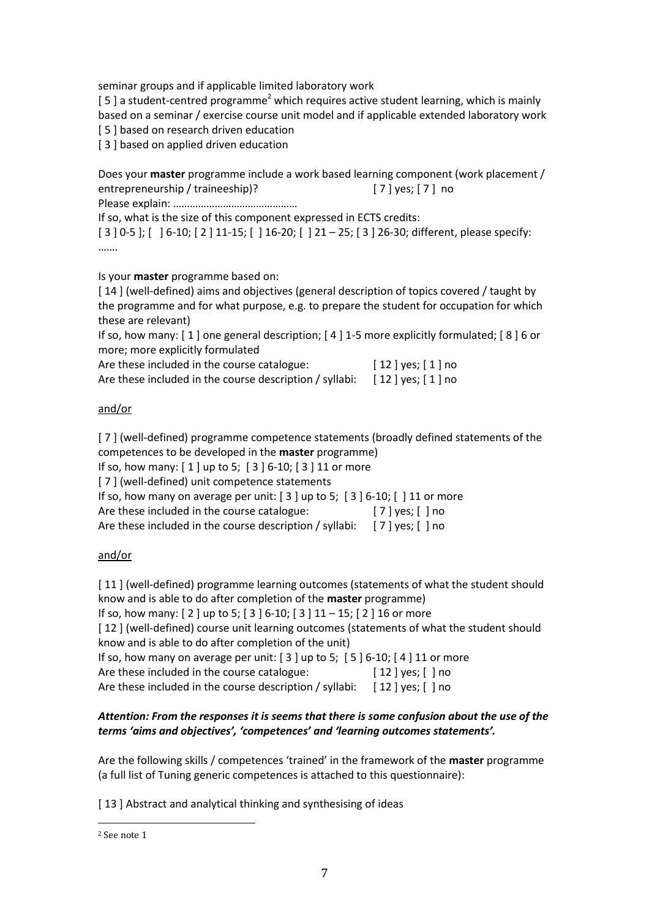seminar groups and if applicable limited laboratory work

[ 5 ] a student-centred programme[2] which requires active student learning, which is mainly based on a seminar / exercise course unit model and if applicable extended laboratory work

[ 5 ] based on research driven education

[ 3 ] based on applied driven education

Does your **master** programme include a work based learning component (work placement / entrepreneurship / traineeship)? [ 7 ] yes; [ 7 ] no

Please explain: ………………………………………

If so, what is the size of this component expressed in ECTS credits:

[ 3 ] 0-5 ]; [ ] 6-10; [ 2 ] 11-15; [ ] 16-20; [ ] 21 – 25; [ 3 ] 26-30; different, please specify: …….

Is your **master** programme based on:

[ 14 ] (well-defined) aims and objectives (general description of topics covered / taught by the programme and for what purpose, e.g. to prepare the student for occupation for which these are relevant)

If so, how many: [ 1 ] one general description; [ 4 ] 1-5 more explicitly formulated; [ 8 ] 6 or more; more explicitly formulated

Are these included in the course catalogue: [ 12 ] yes; [ 1 ] no

Are these included in the course description / syllabi: [ 12 ] yes; [ 1 ] no

<u>and/or</u>

[ 7 ] (well-defined) programme competence statements (broadly defined statements of the competences to be developed in the **master** programme)

If so, how many: [ 1 ] up to 5; [ 3 ] 6-10; [ 3 ] 11 or more

[ 7 ] (well-defined) unit competence statements

If so, how many on average per unit: [ 3 ] up to 5; [ 3 ] 6-10; [ ] 11 or more

Are these included in the course catalogue: [ 7 ] yes; [ ] no

Are these included in the course description / syllabi: [ 7 ] yes; [ ] no

<u>and/or</u>

[ 11 ] (well-defined) programme learning outcomes (statements of what the student should know and is able to do after completion of the **master** programme)

If so, how many: [ 2 ] up to 5; [ 3 ] 6-10; [ 3 ] 11 – 15; [ 2 ] 16 or more

[ 12 ] (well-defined) course unit learning outcomes (statements of what the student should know and is able to do after completion of the unit)

If so, how many on average per unit: [ 3 ] up to 5; [ 5 ] 6-10; [ 4 ] 11 or more

Are these included in the course catalogue: [ 12 ] yes; [ ] no

Are these included in the course description / syllabi: [ 12 ] yes; [ ] no

***Attention: From the responses it is seems that there is some confusion about the use of the terms 'aims and objectives', 'competences' and 'learning outcomes statements'.***

Are the following skills / competences 'trained' in the framework of the **master** programme (a full list of Tuning generic competences is attached to this questionnaire):

[ 13 ] Abstract and analytical thinking and synthesising of ideas

[2] See note 1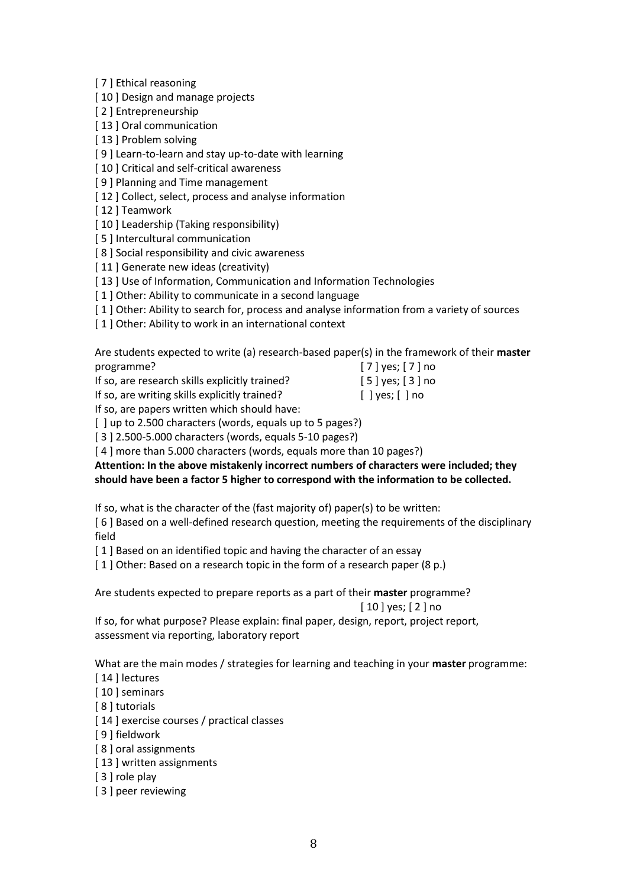[ 7 ] Ethical reasoning
[ 10 ] Design and manage projects
[ 2 ] Entrepreneurship
[ 13 ] Oral communication
[ 13 ] Problem solving
[ 9 ] Learn-to-learn and stay up-to-date with learning
[ 10 ] Critical and self-critical awareness
[ 9 ] Planning and Time management
[ 12 ] Collect, select, process and analyse information
[ 12 ] Teamwork
[ 10 ] Leadership (Taking responsibility)
[ 5 ] Intercultural communication
[ 8 ] Social responsibility and civic awareness
[ 11 ] Generate new ideas (creativity)
[ 13 ] Use of Information, Communication and Information Technologies
[ 1 ] Other: Ability to communicate in a second language
[ 1 ] Other: Ability to search for, process and analyse information from a variety of sources
[ 1 ] Other: Ability to work in an international context

Are students expected to write (a) research-based paper(s) in the framework of their **master** programme? [ 7 ] yes; [ 7 ] no
If so, are research skills explicitly trained? [ 5 ] yes; [ 3 ] no
If so, are writing skills explicitly trained? [ ] yes; [ ] no
If so, are papers written which should have:
[ ] up to 2.500 characters (words, equals up to 5 pages?)
[ 3 ] 2.500-5.000 characters (words, equals 5-10 pages?)
[ 4 ] more than 5.000 characters (words, equals more than 10 pages?)
**Attention: In the above mistakenly incorrect numbers of characters were included; they should have been a factor 5 higher to correspond with the information to be collected.**

If so, what is the character of the (fast majority of) paper(s) to be written:
[ 6 ] Based on a well-defined research question, meeting the requirements of the disciplinary field
[ 1 ] Based on an identified topic and having the character of an essay
[ 1 ] Other: Based on a research topic in the form of a research paper (8 p.)

Are students expected to prepare reports as a part of their **master** programme?
[ 10 ] yes; [ 2 ] no
If so, for what purpose? Please explain: final paper, design, report, project report, assessment via reporting, laboratory report

What are the main modes / strategies for learning and teaching in your **master** programme:
[ 14 ] lectures
[ 10 ] seminars
[ 8 ] tutorials
[ 14 ] exercise courses / practical classes
[ 9 ] fieldwork
[ 8 ] oral assignments
[ 13 ] written assignments
[ 3 ] role play
[ 3 ] peer reviewing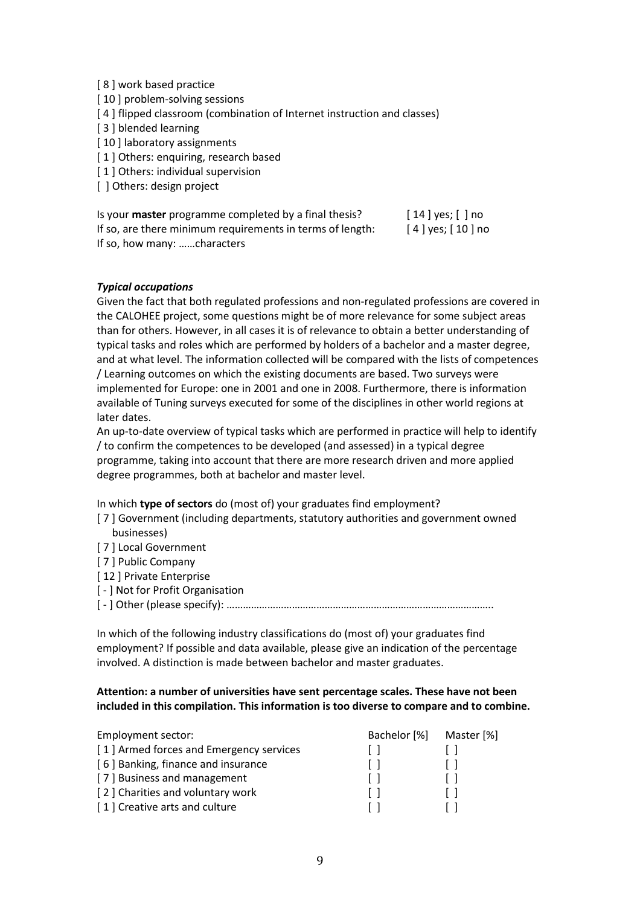[ 8 ] work based practice
[ 10 ] problem-solving sessions
[ 4 ] flipped classroom (combination of Internet instruction and classes)
[ 3 ] blended learning
[ 10 ] laboratory assignments
[ 1 ] Others: enquiring, research based
[ 1 ] Others: individual supervision
[ ] Others: design project

Is your **master** programme completed by a final thesis? [ 14 ] yes; [ ] no
If so, are there minimum requirements in terms of length: [ 4 ] yes; [ 10 ] no
If so, how many: ……characters

***Typical occupations***

Given the fact that both regulated professions and non-regulated professions are covered in the CALOHEE project, some questions might be of more relevance for some subject areas than for others. However, in all cases it is of relevance to obtain a better understanding of typical tasks and roles which are performed by holders of a bachelor and a master degree, and at what level. The information collected will be compared with the lists of competences / Learning outcomes on which the existing documents are based. Two surveys were implemented for Europe: one in 2001 and one in 2008. Furthermore, there is information available of Tuning surveys executed for some of the disciplines in other world regions at later dates.

An up-to-date overview of typical tasks which are performed in practice will help to identify / to confirm the competences to be developed (and assessed) in a typical degree programme, taking into account that there are more research driven and more applied degree programmes, both at bachelor and master level.

In which **type of sectors** do (most of) your graduates find employment?

[ 7 ] Government (including departments, statutory authorities and government owned businesses)
[ 7 ] Local Government
[ 7 ] Public Company
[ 12 ] Private Enterprise
[ - ] Not for Profit Organisation
[ - ] Other (please specify): ……………………………………………………………………………………..

In which of the following industry classifications do (most of) your graduates find employment? If possible and data available, please give an indication of the percentage involved. A distinction is made between bachelor and master graduates.

**Attention: a number of universities have sent percentage scales. These have not been included in this compilation. This information is too diverse to compare and to combine.**

| Employment sector: | Bachelor [%] | Master [%] |
|---|---|---|
| [ 1 ] Armed forces and Emergency services | [ ] | [ ] |
| [ 6 ] Banking, finance and insurance | [ ] | [ ] |
| [ 7 ] Business and management | [ ] | [ ] |
| [ 2 ] Charities and voluntary work | [ ] | [ ] |
| [ 1 ] Creative arts and culture | [ ] | [ ] |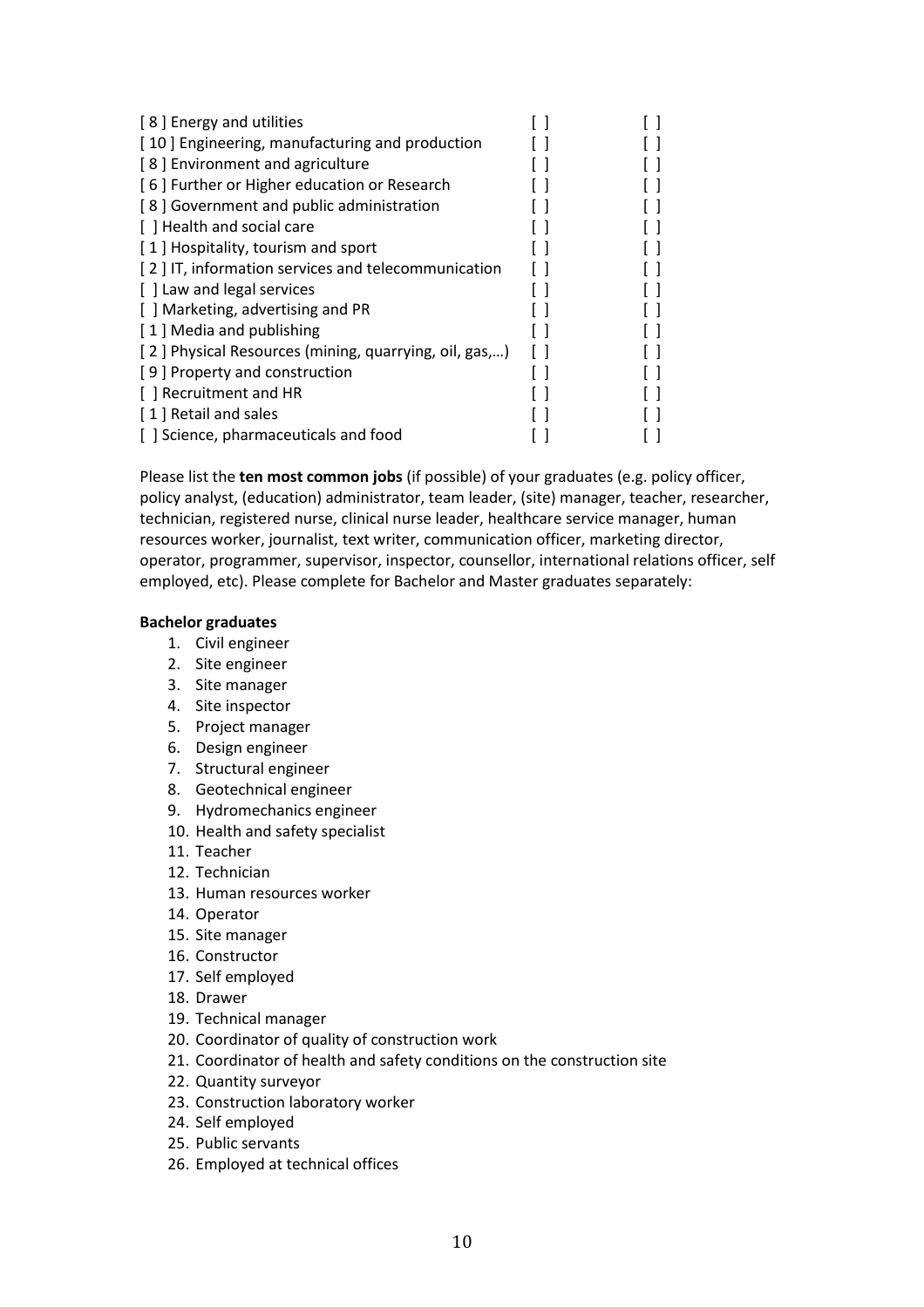| | | |
|---|---|---|
| [ 8 ] Energy and utilities | [ ] | [ ] |
| [ 10 ] Engineering, manufacturing and production | [ ] | [ ] |
| [ 8 ] Environment and agriculture | [ ] | [ ] |
| [ 6 ] Further or Higher education or Research | [ ] | [ ] |
| [ 8 ] Government and public administration | [ ] | [ ] |
| [ ] Health and social care | [ ] | [ ] |
| [ 1 ] Hospitality, tourism and sport | [ ] | [ ] |
| [ 2 ] IT, information services and telecommunication | [ ] | [ ] |
| [ ] Law and legal services | [ ] | [ ] |
| [ ] Marketing, advertising and PR | [ ] | [ ] |
| [ 1 ] Media and publishing | [ ] | [ ] |
| [ 2 ] Physical Resources (mining, quarrying, oil, gas,…) | [ ] | [ ] |
| [ 9 ] Property and construction | [ ] | [ ] |
| [ ] Recruitment and HR | [ ] | [ ] |
| [ 1 ] Retail and sales | [ ] | [ ] |
| [ ] Science, pharmaceuticals and food | [ ] | [ ] |

Please list the **ten most common jobs** (if possible) of your graduates (e.g. policy officer, policy analyst, (education) administrator, team leader, (site) manager, teacher, researcher, technician, registered nurse, clinical nurse leader, healthcare service manager, human resources worker, journalist, text writer, communication officer, marketing director, operator, programmer, supervisor, inspector, counsellor, international relations officer, self employed, etc). Please complete for Bachelor and Master graduates separately:

**Bachelor graduates**

1. Civil engineer
2. Site engineer
3. Site manager
4. Site inspector
5. Project manager
6. Design engineer
7. Structural engineer
8. Geotechnical engineer
9. Hydromechanics engineer
10. Health and safety specialist
11. Teacher
12. Technician
13. Human resources worker
14. Operator
15. Site manager
16. Constructor
17. Self employed
18. Drawer
19. Technical manager
20. Coordinator of quality of construction work
21. Coordinator of health and safety conditions on the construction site
22. Quantity surveyor
23. Construction laboratory worker
24. Self employed
25. Public servants
26. Employed at technical offices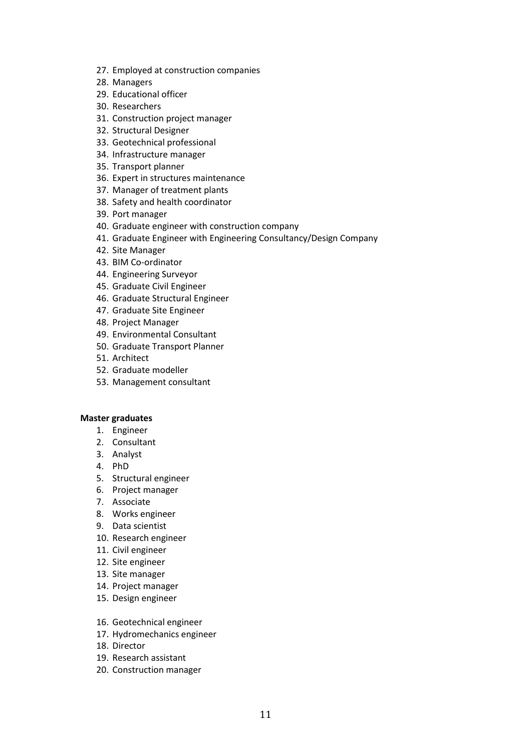27. Employed at construction companies
28. Managers
29. Educational officer
30. Researchers
31. Construction project manager
32. Structural Designer
33. Geotechnical professional
34. Infrastructure manager
35. Transport planner
36. Expert in structures maintenance
37. Manager of treatment plants
38. Safety and health coordinator
39. Port manager
40. Graduate engineer with construction company
41. Graduate Engineer with Engineering Consultancy/Design Company
42. Site Manager
43. BIM Co-ordinator
44. Engineering Surveyor
45. Graduate Civil Engineer
46. Graduate Structural Engineer
47. Graduate Site Engineer
48. Project Manager
49. Environmental Consultant
50. Graduate Transport Planner
51. Architect
52. Graduate modeller
53. Management consultant

**Master graduates**

1. Engineer
2. Consultant
3. Analyst
4. PhD
5. Structural engineer
6. Project manager
7. Associate
8. Works engineer
9. Data scientist
10. Research engineer
11. Civil engineer
12. Site engineer
13. Site manager
14. Project manager
15. Design engineer
16. Geotechnical engineer
17. Hydromechanics engineer
18. Director
19. Research assistant
20. Construction manager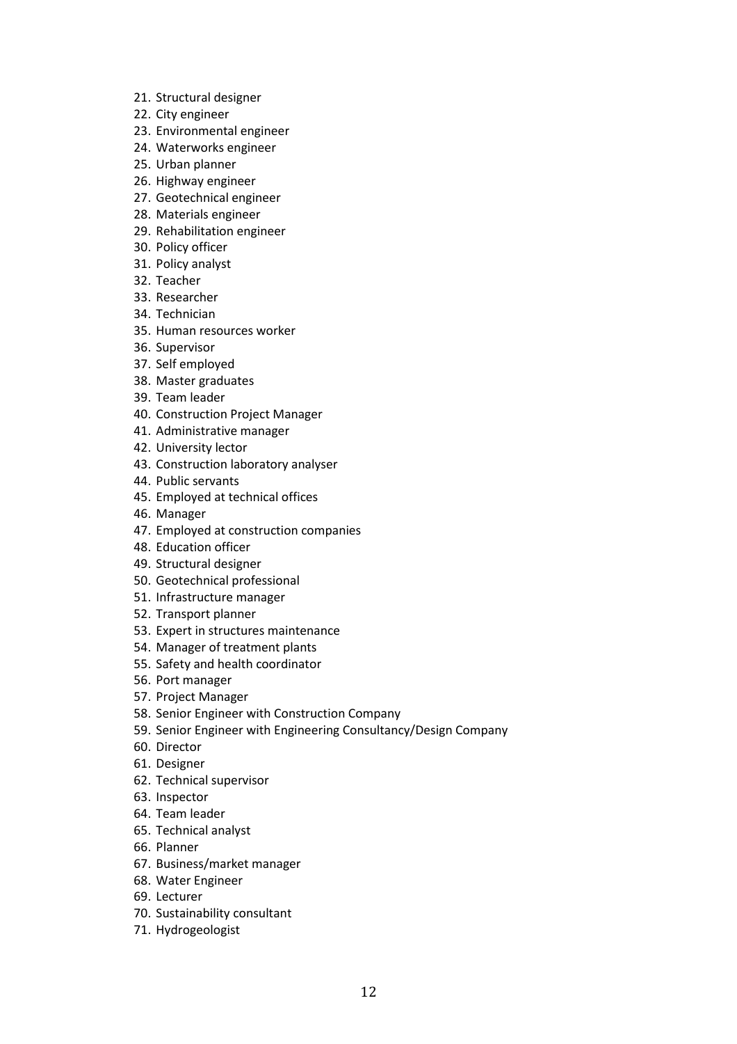21. Structural designer
22. City engineer
23. Environmental engineer
24. Waterworks engineer
25. Urban planner
26. Highway engineer
27. Geotechnical engineer
28. Materials engineer
29. Rehabilitation engineer
30. Policy officer
31. Policy analyst
32. Teacher
33. Researcher
34. Technician
35. Human resources worker
36. Supervisor
37. Self employed
38. Master graduates
39. Team leader
40. Construction Project Manager
41. Administrative manager
42. University lector
43. Construction laboratory analyser
44. Public servants
45. Employed at technical offices
46. Manager
47. Employed at construction companies
48. Education officer
49. Structural designer
50. Geotechnical professional
51. Infrastructure manager
52. Transport planner
53. Expert in structures maintenance
54. Manager of treatment plants
55. Safety and health coordinator
56. Port manager
57. Project Manager
58. Senior Engineer with Construction Company
59. Senior Engineer with Engineering Consultancy/Design Company
60. Director
61. Designer
62. Technical supervisor
63. Inspector
64. Team leader
65. Technical analyst
66. Planner
67. Business/market manager
68. Water Engineer
69. Lecturer
70. Sustainability consultant
71. Hydrogeologist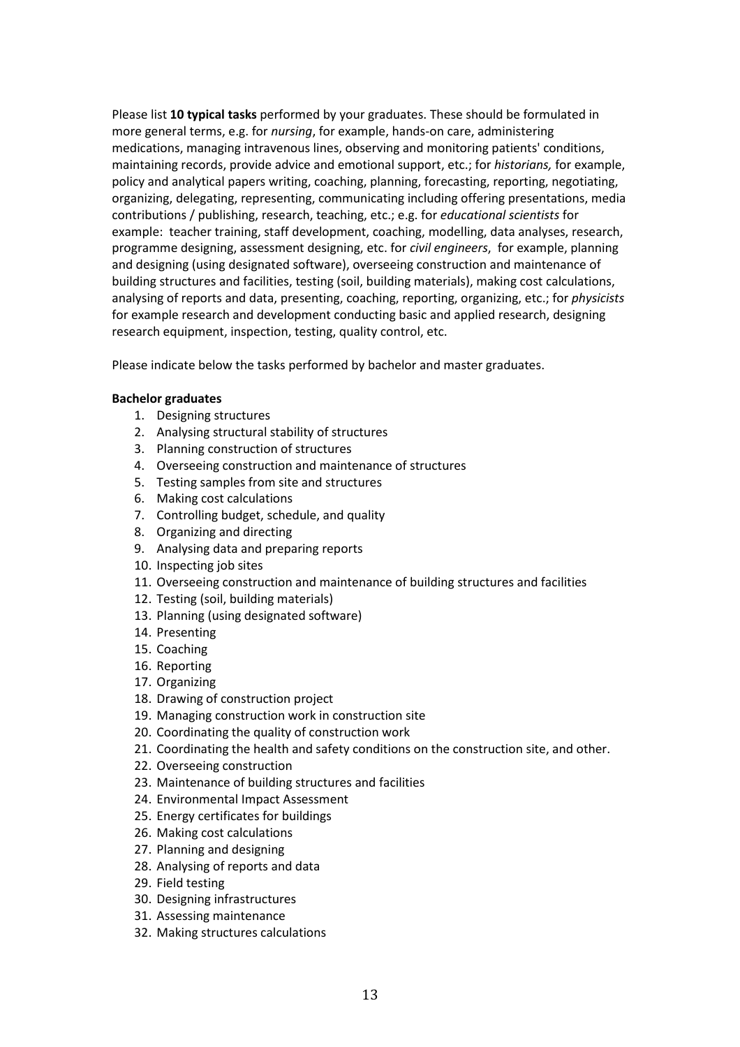Please list **10 typical tasks** performed by your graduates. These should be formulated in more general terms, e.g. for *nursing*, for example, hands-on care, administering medications, managing intravenous lines, observing and monitoring patients' conditions, maintaining records, provide advice and emotional support, etc.; for *historians,* for example, policy and analytical papers writing, coaching, planning, forecasting, reporting, negotiating, organizing, delegating, representing, communicating including offering presentations, media contributions / publishing, research, teaching, etc.; e.g. for *educational scientists* for example: teacher training, staff development, coaching, modelling, data analyses, research, programme designing, assessment designing, etc. for *civil engineers*, for example, planning and designing (using designated software), overseeing construction and maintenance of building structures and facilities, testing (soil, building materials), making cost calculations, analysing of reports and data, presenting, coaching, reporting, organizing, etc.; for *physicists* for example research and development conducting basic and applied research, designing research equipment, inspection, testing, quality control, etc.

Please indicate below the tasks performed by bachelor and master graduates.

**Bachelor graduates**

1. Designing structures
2. Analysing structural stability of structures
3. Planning construction of structures
4. Overseeing construction and maintenance of structures
5. Testing samples from site and structures
6. Making cost calculations
7. Controlling budget, schedule, and quality
8. Organizing and directing
9. Analysing data and preparing reports
10. Inspecting job sites
11. Overseeing construction and maintenance of building structures and facilities
12. Testing (soil, building materials)
13. Planning (using designated software)
14. Presenting
15. Coaching
16. Reporting
17. Organizing
18. Drawing of construction project
19. Managing construction work in construction site
20. Coordinating the quality of construction work
21. Coordinating the health and safety conditions on the construction site, and other.
22. Overseeing construction
23. Maintenance of building structures and facilities
24. Environmental Impact Assessment
25. Energy certificates for buildings
26. Making cost calculations
27. Planning and designing
28. Analysing of reports and data
29. Field testing
30. Designing infrastructures
31. Assessing maintenance
32. Making structures calculations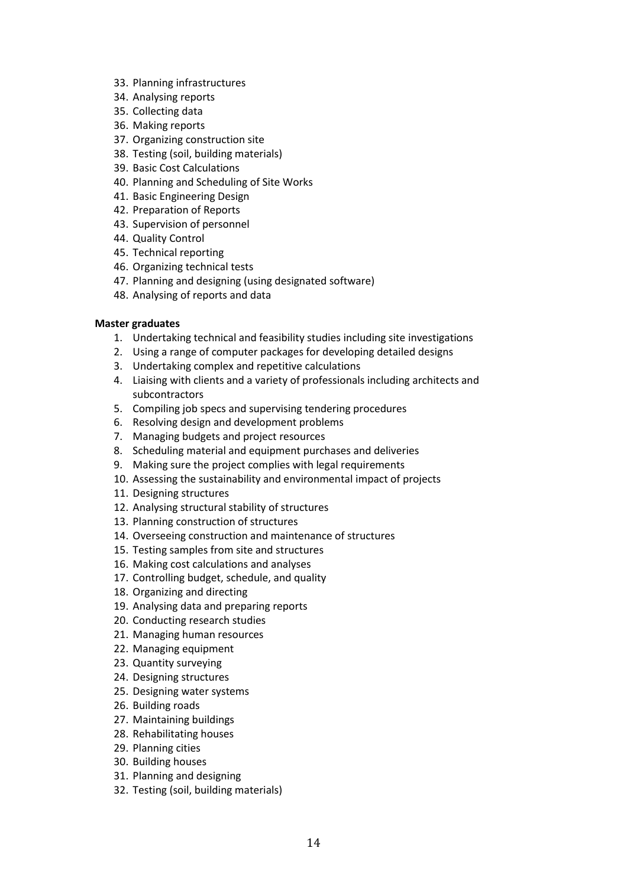33. Planning infrastructures
34. Analysing reports
35. Collecting data
36. Making reports
37. Organizing construction site
38. Testing (soil, building materials)
39. Basic Cost Calculations
40. Planning and Scheduling of Site Works
41. Basic Engineering Design
42. Preparation of Reports
43. Supervision of personnel
44. Quality Control
45. Technical reporting
46. Organizing technical tests
47. Planning and designing (using designated software)
48. Analysing of reports and data

**Master graduates**

1. Undertaking technical and feasibility studies including site investigations
2. Using a range of computer packages for developing detailed designs
3. Undertaking complex and repetitive calculations
4. Liaising with clients and a variety of professionals including architects and subcontractors
5. Compiling job specs and supervising tendering procedures
6. Resolving design and development problems
7. Managing budgets and project resources
8. Scheduling material and equipment purchases and deliveries
9. Making sure the project complies with legal requirements
10. Assessing the sustainability and environmental impact of projects
11. Designing structures
12. Analysing structural stability of structures
13. Planning construction of structures
14. Overseeing construction and maintenance of structures
15. Testing samples from site and structures
16. Making cost calculations and analyses
17. Controlling budget, schedule, and quality
18. Organizing and directing
19. Analysing data and preparing reports
20. Conducting research studies
21. Managing human resources
22. Managing equipment
23. Quantity surveying
24. Designing structures
25. Designing water systems
26. Building roads
27. Maintaining buildings
28. Rehabilitating houses
29. Planning cities
30. Building houses
31. Planning and designing
32. Testing (soil, building materials)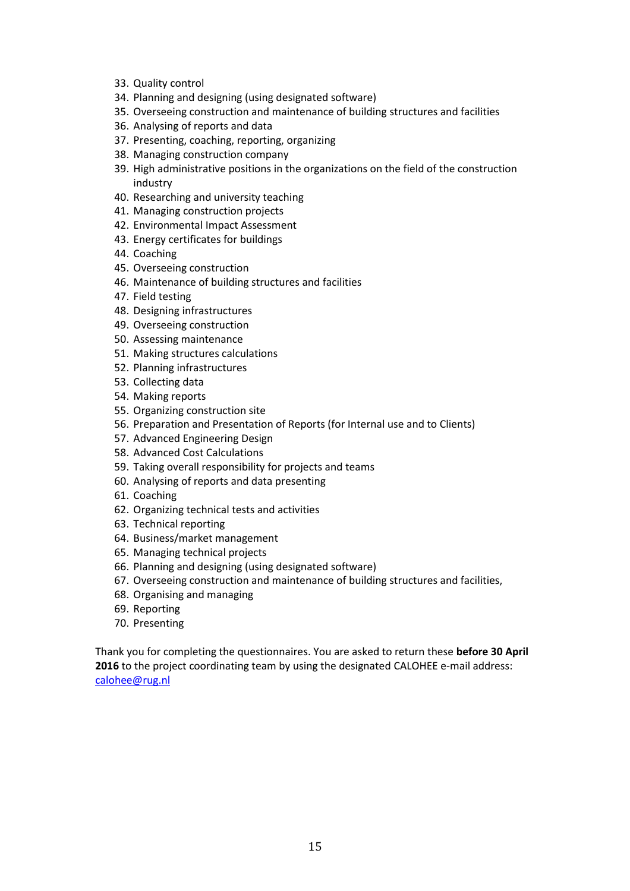33. Quality control
34. Planning and designing (using designated software)
35. Overseeing construction and maintenance of building structures and facilities
36. Analysing of reports and data
37. Presenting, coaching, reporting, organizing
38. Managing construction company
39. High administrative positions in the organizations on the field of the construction industry
40. Researching and university teaching
41. Managing construction projects
42. Environmental Impact Assessment
43. Energy certificates for buildings
44. Coaching
45. Overseeing construction
46. Maintenance of building structures and facilities
47. Field testing
48. Designing infrastructures
49. Overseeing construction
50. Assessing maintenance
51. Making structures calculations
52. Planning infrastructures
53. Collecting data
54. Making reports
55. Organizing construction site
56. Preparation and Presentation of Reports (for Internal use and to Clients)
57. Advanced Engineering Design
58. Advanced Cost Calculations
59. Taking overall responsibility for projects and teams
60. Analysing of reports and data presenting
61. Coaching
62. Organizing technical tests and activities
63. Technical reporting
64. Business/market management
65. Managing technical projects
66. Planning and designing (using designated software)
67. Overseeing construction and maintenance of building structures and facilities,
68. Organising and managing
69. Reporting
70. Presenting

Thank you for completing the questionnaires. You are asked to return these **before 30 April 2016** to the project coordinating team by using the designated CALOHEE e-mail address: calohee@rug.nl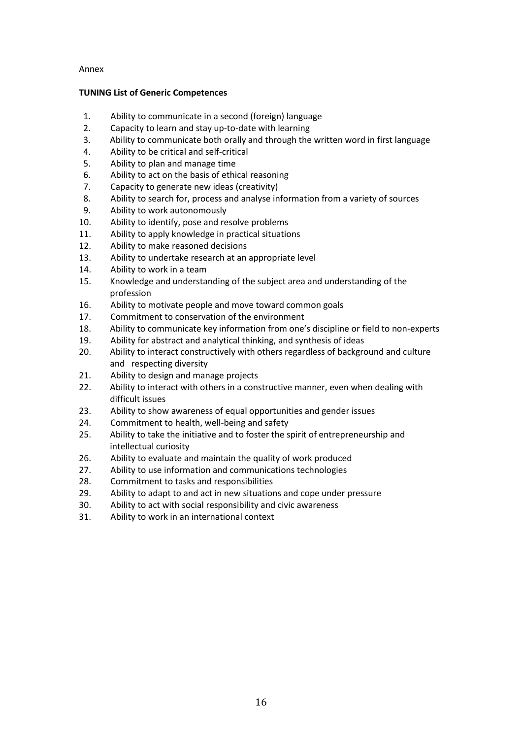Annex

**TUNING List of Generic Competences**

1. Ability to communicate in a second (foreign) language
2. Capacity to learn and stay up-to-date with learning
3. Ability to communicate both orally and through the written word in first language
4. Ability to be critical and self-critical
5. Ability to plan and manage time
6. Ability to act on the basis of ethical reasoning
7. Capacity to generate new ideas (creativity)
8. Ability to search for, process and analyse information from a variety of sources
9. Ability to work autonomously
10. Ability to identify, pose and resolve problems
11. Ability to apply knowledge in practical situations
12. Ability to make reasoned decisions
13. Ability to undertake research at an appropriate level
14. Ability to work in a team
15. Knowledge and understanding of the subject area and understanding of the profession
16. Ability to motivate people and move toward common goals
17. Commitment to conservation of the environment
18. Ability to communicate key information from one's discipline or field to non-experts
19. Ability for abstract and analytical thinking, and synthesis of ideas
20. Ability to interact constructively with others regardless of background and culture and respecting diversity
21. Ability to design and manage projects
22. Ability to interact with others in a constructive manner, even when dealing with difficult issues
23. Ability to show awareness of equal opportunities and gender issues
24. Commitment to health, well-being and safety
25. Ability to take the initiative and to foster the spirit of entrepreneurship and intellectual curiosity
26. Ability to evaluate and maintain the quality of work produced
27. Ability to use information and communications technologies
28. Commitment to tasks and responsibilities
29. Ability to adapt to and act in new situations and cope under pressure
30. Ability to act with social responsibility and civic awareness
31. Ability to work in an international context